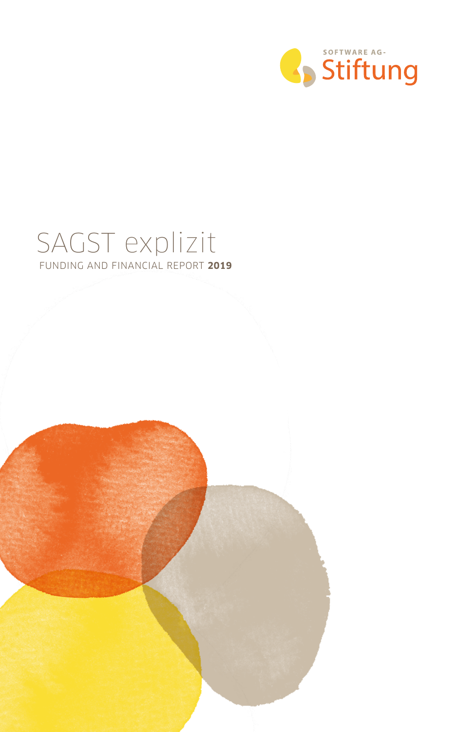SOFTWARE AG-
Stiftung

# SAGST explizit

FUNDING AND FINANCIAL REPORT **2019**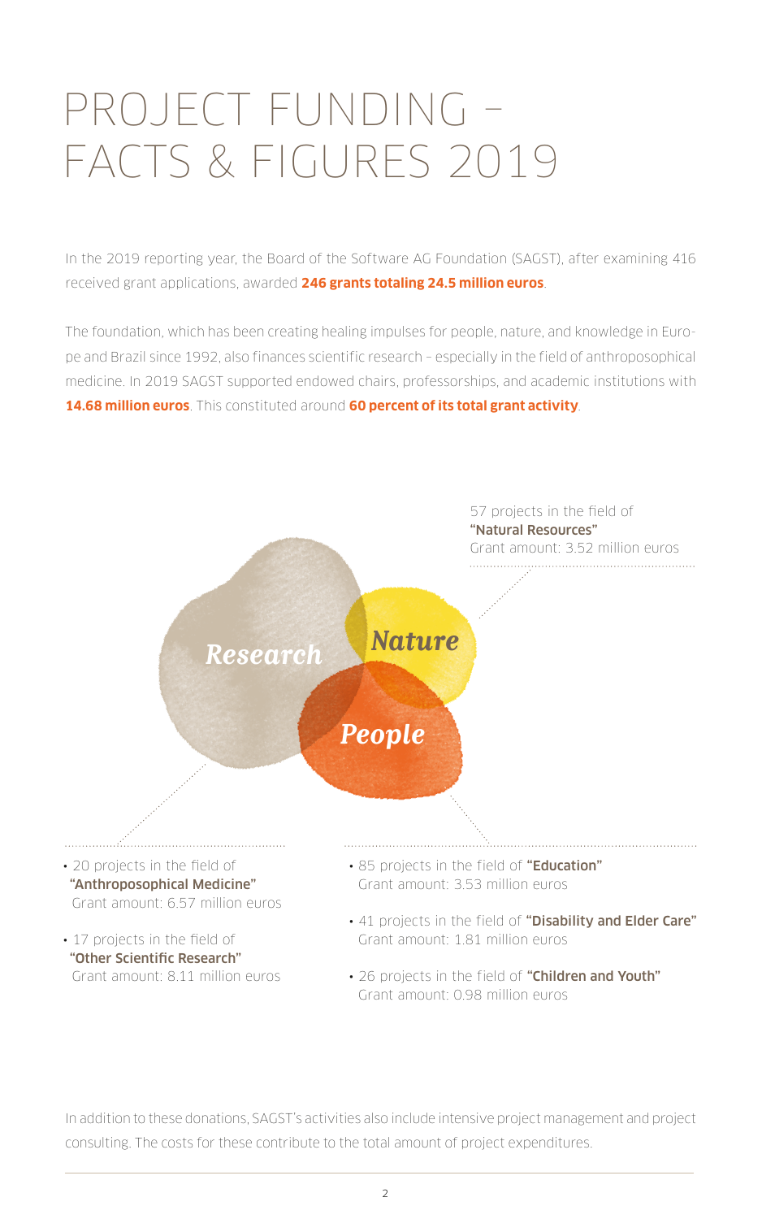# PROJECT FUNDING – FACTS & FIGURES 2019

In the 2019 reporting year, the Board of the Software AG Foundation (SAGST), after examining 416 received grant applications, awarded **246 grants totaling 24.5 million euros**.

The foundation, which has been creating healing impulses for people, nature, and knowledge in Europe and Brazil since 1992, also finances scientific research – especially in the field of anthroposophical medicine. In 2019 SAGST supported endowed chairs, professorships, and academic institutions with **14.68 million euros**. This constituted around **60 percent of its total grant activity**.

*Research* · *Nature* · *People*

57 projects in the field of **"Natural Resources"**
Grant amount: 3.52 million euros

- 20 projects in the field of **"Anthroposophical Medicine"**
  Grant amount: 6.57 million euros
- 17 projects in the field of **"Other Scientific Research"**
  Grant amount: 8.11 million euros

- 85 projects in the field of **"Education"**
  Grant amount: 3.53 million euros
- 41 projects in the field of **"Disability and Elder Care"**
  Grant amount: 1.81 million euros
- 26 projects in the field of **"Children and Youth"**
  Grant amount: 0.98 million euros

In addition to these donations, SAGST's activities also include intensive project management and project consulting. The costs for these contribute to the total amount of project expenditures.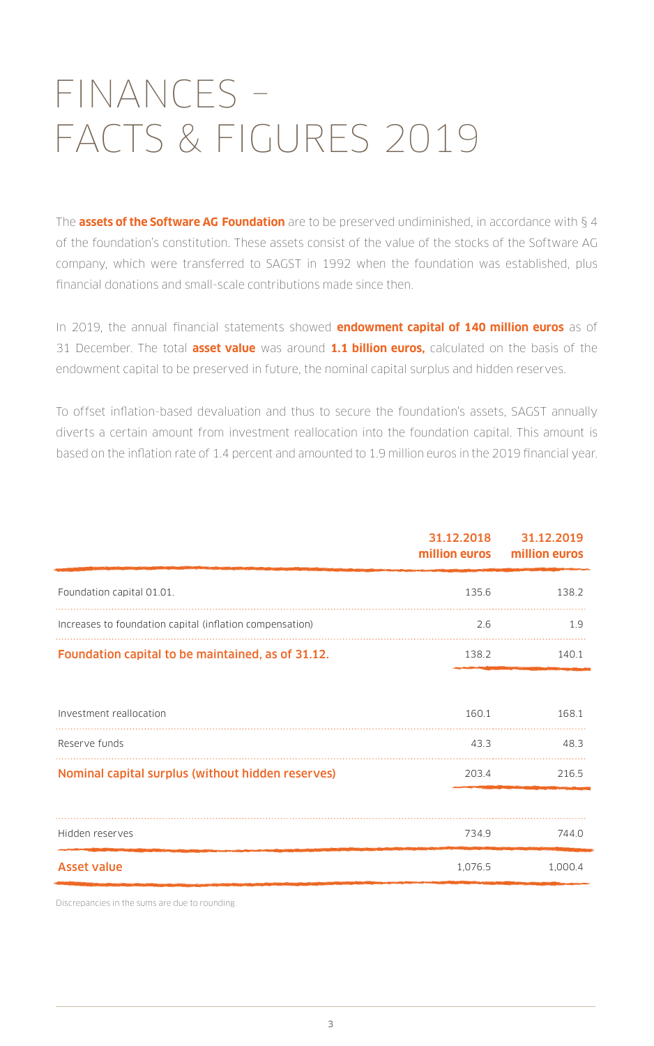# FINANCES – FACTS & FIGURES 2019

The **assets of the Software AG Foundation** are to be preserved undiminished, in accordance with § 4 of the foundation's constitution. These assets consist of the value of the stocks of the Software AG company, which were transferred to SAGST in 1992 when the foundation was established, plus financial donations and small-scale contributions made since then.

In 2019, the annual financial statements showed **endowment capital of 140 million euros** as of 31 December. The total **asset value** was around **1.1 billion euros,** calculated on the basis of the endowment capital to be preserved in future, the nominal capital surplus and hidden reserves.

To offset inflation-based devaluation and thus to secure the foundation's assets, SAGST annually diverts a certain amount from investment reallocation into the foundation capital. This amount is based on the inflation rate of 1.4 percent and amounted to 1.9 million euros in the 2019 financial year.

| | 31.12.2018 million euros | 31.12.2019 million euros |
|---|---|---|
| Foundation capital 01.01. | 135.6 | 138.2 |
| Increases to foundation capital (inflation compensation) | 2.6 | 1.9 |
| **Foundation capital to be maintained, as of 31.12.** | 138.2 | 140.1 |
| Investment reallocation | 160.1 | 168.1 |
| Reserve funds | 43.3 | 48.3 |
| **Nominal capital surplus (without hidden reserves)** | 203.4 | 216.5 |
| Hidden reserves | 734.9 | 744.0 |
| **Asset value** | 1,076.5 | 1,000.4 |

Discrepancies in the sums are due to rounding.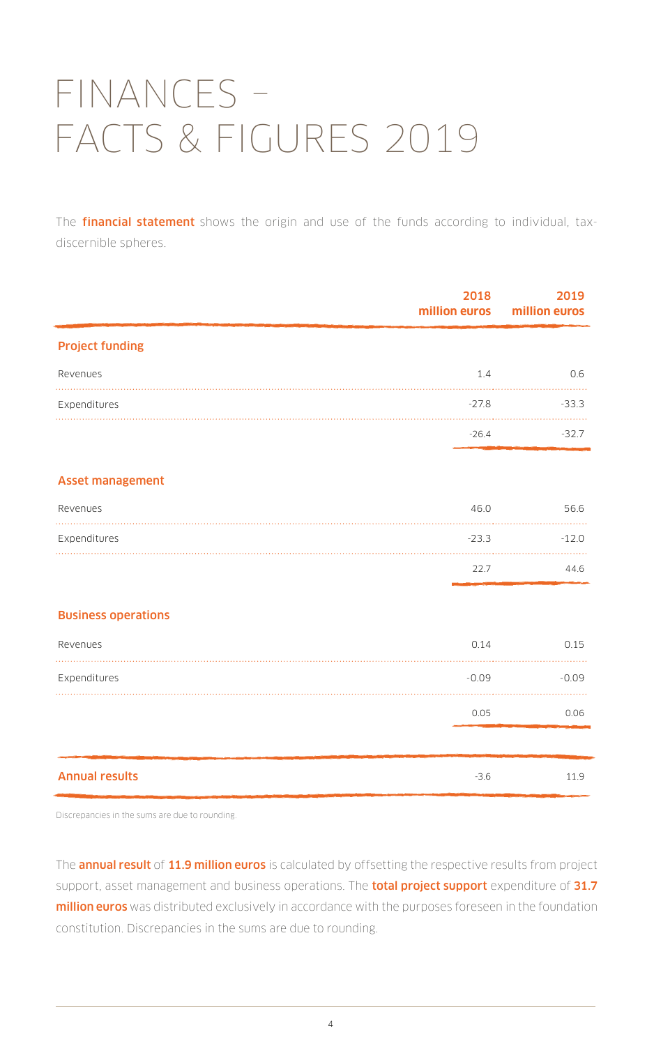# FINANCES – FACTS & FIGURES 2019

The **financial statement** shows the origin and use of the funds according to individual, tax-discernible spheres.

| | 2018 million euros | 2019 million euros |
|---|---|---|
| **Project funding** | | |
| Revenues | 1.4 | 0.6 |
| Expenditures | -27.8 | -33.3 |
| | -26.4 | -32.7 |
| **Asset management** | | |
| Revenues | 46.0 | 56.6 |
| Expenditures | -23.3 | -12.0 |
| | 22.7 | 44.6 |
| **Business operations** | | |
| Revenues | 0.14 | 0.15 |
| Expenditures | -0.09 | -0.09 |
| | 0.05 | 0.06 |
| **Annual results** | -3.6 | 11.9 |

Discrepancies in the sums are due to rounding.

The **annual result** of **11.9 million euros** is calculated by offsetting the respective results from project support, asset management and business operations. The **total project support** expenditure of **31.7 million euros** was distributed exclusively in accordance with the purposes foreseen in the foundation constitution. Discrepancies in the sums are due to rounding.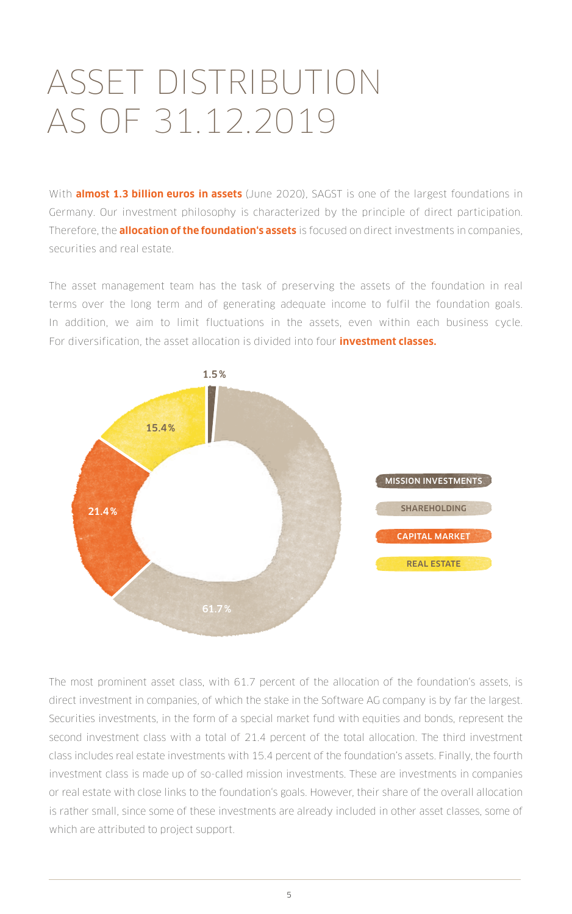# ASSET DISTRIBUTION AS OF 31.12.2019

With **almost 1.3 billion euros in assets** (June 2020), SAGST is one of the largest foundations in Germany. Our investment philosophy is characterized by the principle of direct participation. Therefore, the **allocation of the foundation's assets** is focused on direct investments in companies, securities and real estate.

The asset management team has the task of preserving the assets of the foundation in real terms over the long term and of generating adequate income to fulfil the foundation goals. In addition, we aim to limit fluctuations in the assets, even within each business cycle. For diversification, the asset allocation is divided into four **investment classes.**

| Investment class | Share |
| --- | --- |
| MISSION INVESTMENTS | 1.5 % |
| SHAREHOLDING | 61.7 % |
| CAPITAL MARKET | 21.4 % |
| REAL ESTATE | 15.4 % |

The most prominent asset class, with 61.7 percent of the allocation of the foundation's assets, is direct investment in companies, of which the stake in the Software AG company is by far the largest. Securities investments, in the form of a special market fund with equities and bonds, represent the second investment class with a total of 21.4 percent of the total allocation. The third investment class includes real estate investments with 15.4 percent of the foundation's assets. Finally, the fourth investment class is made up of so-called mission investments. These are investments in companies or real estate with close links to the foundation's goals. However, their share of the overall allocation is rather small, since some of these investments are already included in other asset classes, some of which are attributed to project support.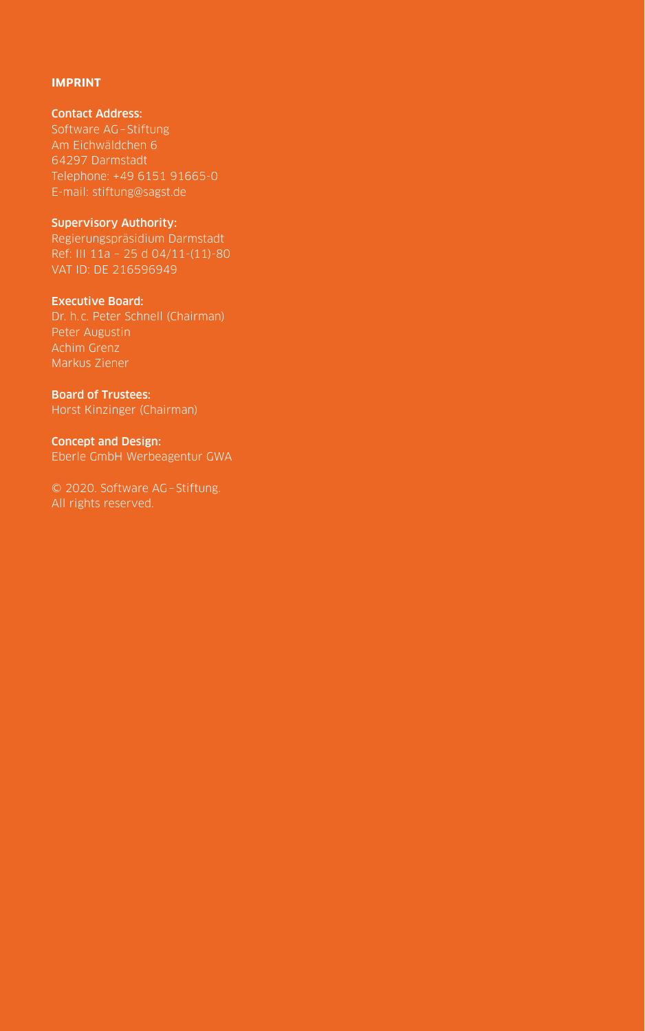**IMPRINT**

**Contact Address:**
Software AG – Stiftung
Am Eichwäldchen 6
64297 Darmstadt
Telephone: +49 6151 91665-0
E-mail: stiftung@sagst.de

**Supervisory Authority:**
Regierungspräsidium Darmstadt
Ref: III 11a – 25 d 04/11-(11)-80
VAT ID: DE 216596949

**Executive Board:**
Dr. h.c. Peter Schnell (Chairman)
Peter Augustin
Achim Grenz
Markus Ziener

**Board of Trustees:**
Horst Kinzinger (Chairman)

**Concept and Design:**
Eberle GmbH Werbeagentur GWA

© 2020. Software AG – Stiftung.
All rights reserved.